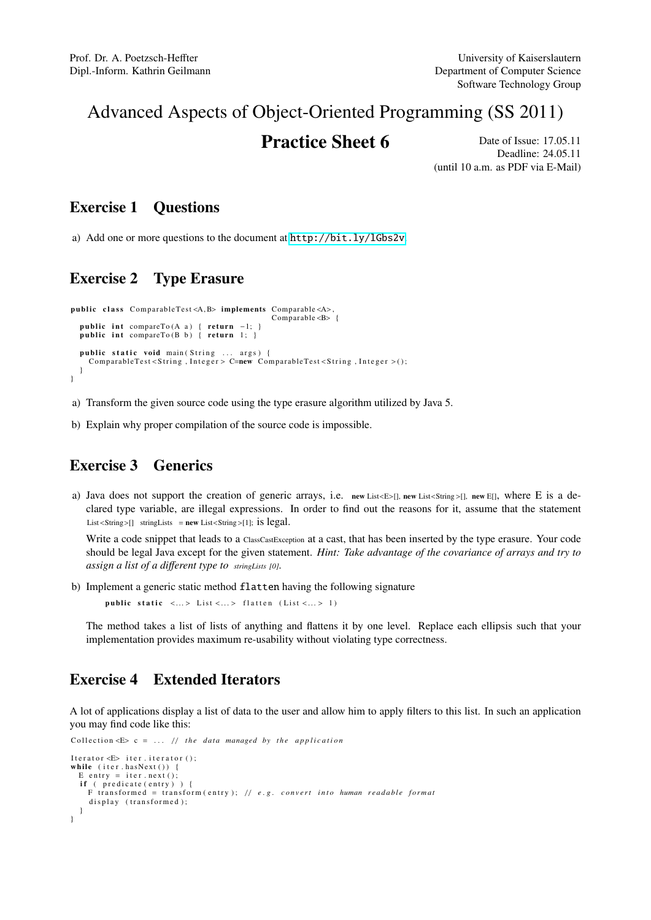Prof. Dr. A. Poetzsch-Heffter
Dipl.-Inform. Kathrin Geilmann

University of Kaiserslautern
Department of Computer Science
Software Technology Group

# Advanced Aspects of Object-Oriented Programming (SS 2011)

## Practice Sheet 6

Date of Issue: 17.05.11
Deadline: 24.05.11
(until 10 a.m. as PDF via E-Mail)

## Exercise 1 Questions

a) Add one or more questions to the document at http://bit.ly/lGbs2v

## Exercise 2 Type Erasure

```
public class ComparableTest<A,B> implements Comparable<A>,
                                            Comparable<B> {
  public int compareTo(A a) { return -1; }
  public int compareTo(B b) { return 1; }

  public static void main(String ... args) {
    ComparableTest<String, Integer> C=new ComparableTest<String, Integer>();
  }
}
```

a) Transform the given source code using the type erasure algorithm utilized by Java 5.

b) Explain why proper compilation of the source code is impossible.

## Exercise 3 Generics

a) Java does not support the creation of generic arrays, i.e. `new List<E>[]`, `new List<String>[]`, `new E[]`, where E is a declared type variable, are illegal expressions. In order to find out the reasons for it, assume that the statement `List<String>[] stringLists = new List<String>[1];` is legal.

   Write a code snippet that leads to a `ClassCastException` at a cast, that has been inserted by the type erasure. Your code should be legal Java except for the given statement. *Hint: Take advantage of the covariance of arrays and try to assign a list of a different type to `stringLists [0]`.*

b) Implement a generic static method `flatten` having the following signature

   ```
   public static <...> List<...> flatten (List<...> l)
   ```

   The method takes a list of lists of anything and flattens it by one level. Replace each ellipsis such that your implementation provides maximum re-usability without violating type correctness.

## Exercise 4 Extended Iterators

A lot of applications display a list of data to the user and allow him to apply filters to this list. In such an application you may find code like this:

```
Collection<E> c = ... // the data managed by the application

Iterator<E> iter.iterator();
while (iter.hasNext()) {
  E entry = iter.next();
  if ( predicate(entry) ) {
    F transformed = transform(entry); // e.g. convert into human readable format
    display (transformed);
  }
}
```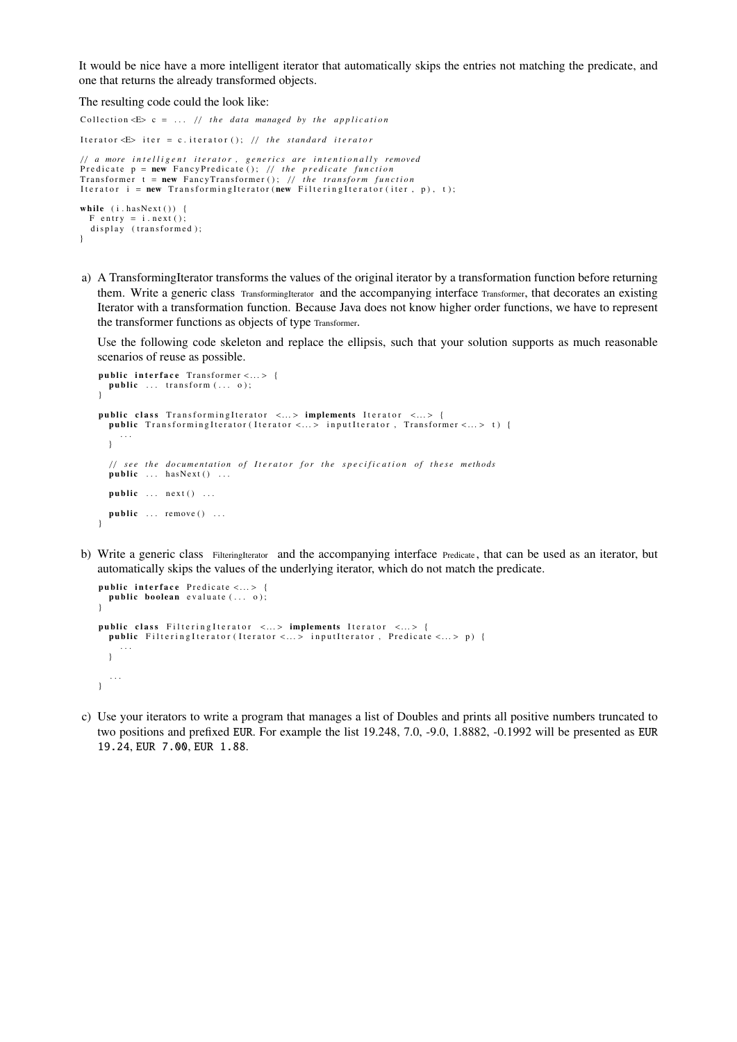It would be nice have a more intelligent iterator that automatically skips the entries not matching the predicate, and one that returns the already transformed objects.

The resulting code could the look like:

```
Collection<E> c = ... // the data managed by the application

Iterator<E> iter = c.iterator(); // the standard iterator

// a more intelligent iterator, generics are intentionally removed
Predicate p = new FancyPredicate(); // the predicate function
Transformer t = new FancyTransformer(); // the transform function
Iterator i = new TransformingIterator(new FilteringIterator(iter, p), t);

while (i.hasNext()) {
  F entry = i.next();
  display (transformed);
}
```

a) A TransformingIterator transforms the values of the original iterator by a transformation function before returning them. Write a generic class TransformingIterator and the accompanying interface Transformer, that decorates an existing Iterator with a transformation function. Because Java does not know higher order functions, we have to represent the transformer functions as objects of type Transformer.

   Use the following code skeleton and replace the ellipsis, such that your solution supports as much reasonable scenarios of reuse as possible.

```
public interface Transformer<...> {
  public ... transform(... o);
}

public class TransformingIterator <...> implements Iterator <...> {
  public TransformingIterator(Iterator<...> inputIterator, Transformer<...> t) {
    ...
  }

  // see the documentation of Iterator for the specification of these methods
  public ... hasNext() ...

  public ... next() ...

  public ... remove() ...
}
```

b) Write a generic class FilteringIterator and the accompanying interface Predicate, that can be used as an iterator, but automatically skips the values of the underlying iterator, which do not match the predicate.

```
public interface Predicate<...> {
  public boolean evaluate(... o);
}

public class FilteringIterator <...> implements Iterator <...> {
  public FilteringIterator(Iterator<...> inputIterator, Predicate<...> p) {
    ...
  }

  ...
}
```

c) Use your iterators to write a program that manages a list of Doubles and prints all positive numbers truncated to two positions and prefixed `EUR`. For example the list 19.248, 7.0, -9.0, 1.8882, -0.1992 will be presented as `EUR 19.24`, `EUR 7.00`, `EUR 1.88`.